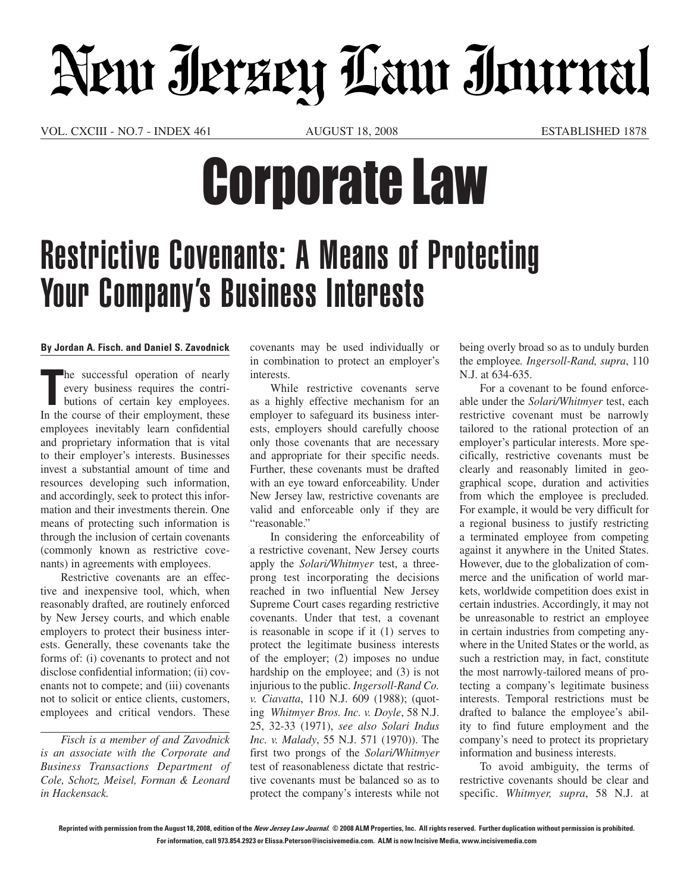# New Jersey Law Journal

VOL. CXCIII - NO.7 - INDEX 461 &emsp; AUGUST 18, 2008 &emsp; ESTABLISHED 1878

# Corporate Law

## Restrictive Covenants: A Means of Protecting Your Company's Business Interests

**By Jordan A. Fisch. and Daniel S. Zavodnick**

The successful operation of nearly every business requires the contributions of certain key employees. In the course of their employment, these employees inevitably learn confidential and proprietary information that is vital to their employer's interests. Businesses invest a substantial amount of time and resources developing such information, and accordingly, seek to protect this information and their investments therein. One means of protecting such information is through the inclusion of certain covenants (commonly known as restrictive covenants) in agreements with employees.

Restrictive covenants are an effective and inexpensive tool, which, when reasonably drafted, are routinely enforced by New Jersey courts, and which enable employers to protect their business interests. Generally, these covenants take the forms of: (i) covenants to protect and not disclose confidential information; (ii) covenants not to compete; and (iii) covenants not to solicit or entice clients, customers, employees and critical vendors. These covenants may be used individually or in combination to protect an employer's interests.

*Fisch is a member of and Zavodnick is an associate with the Corporate and Business Transactions Department of Cole, Schotz, Meisel, Forman & Leonard in Hackensack.*

While restrictive covenants serve as a highly effective mechanism for an employer to safeguard its business interests, employers should carefully choose only those covenants that are necessary and appropriate for their specific needs. Further, these covenants must be drafted with an eye toward enforceability. Under New Jersey law, restrictive covenants are valid and enforceable only if they are "reasonable."

In considering the enforceability of a restrictive covenant, New Jersey courts apply the *Solari/Whitmyer* test, a three-prong test incorporating the decisions reached in two influential New Jersey Supreme Court cases regarding restrictive covenants. Under that test, a covenant is reasonable in scope if it (1) serves to protect the legitimate business interests of the employer; (2) imposes no undue hardship on the employee; and (3) is not injurious to the public. *Ingersoll-Rand Co. v. Ciavatta*, 110 N.J. 609 (1988); (quoting *Whitmyer Bros. Inc. v. Doyle*, 58 N.J. 25, 32-33 (1971), *see also Solari Indus Inc. v. Malady*, 55 N.J. 571 (1970)). The first two prongs of the *Solari/Whitmyer* test of reasonableness dictate that restrictive covenants must be balanced so as to protect the company's interests while not being overly broad so as to unduly burden the employee. *Ingersoll-Rand, supra*, 110 N.J. at 634-635.

For a covenant to be found enforceable under the *Solari/Whitmyer* test, each restrictive covenant must be narrowly tailored to the rational protection of an employer's particular interests. More specifically, restrictive covenants must be clearly and reasonably limited in geographical scope, duration and activities from which the employee is precluded. For example, it would be very difficult for a regional business to justify restricting a terminated employee from competing against it anywhere in the United States. However, due to the globalization of commerce and the unification of world markets, worldwide competition does exist in certain industries. Accordingly, it may not be unreasonable to restrict an employee in certain industries from competing anywhere in the United States or the world, as such a restriction may, in fact, constitute the most narrowly-tailored means of protecting a company's legitimate business interests. Temporal restrictions must be drafted to balance the employee's ability to find future employment and the company's need to protect its proprietary information and business interests.

To avoid ambiguity, the terms of restrictive covenants should be clear and specific. *Whitmyer, supra*, 58 N.J. at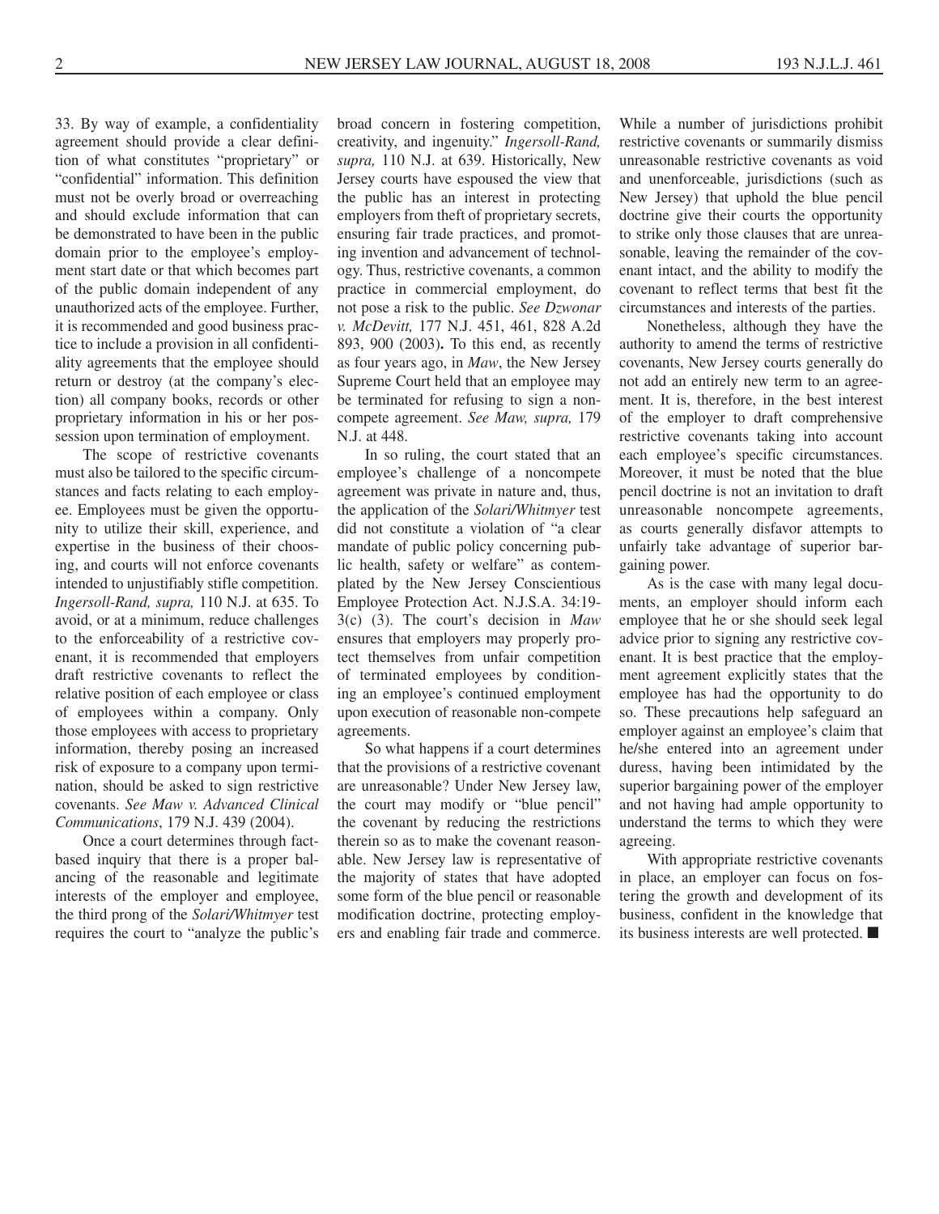33. By way of example, a confidentiality agreement should provide a clear definition of what constitutes "proprietary" or "confidential" information. This definition must not be overly broad or overreaching and should exclude information that can be demonstrated to have been in the public domain prior to the employee's employment start date or that which becomes part of the public domain independent of any unauthorized acts of the employee. Further, it is recommended and good business practice to include a provision in all confidentiality agreements that the employee should return or destroy (at the company's election) all company books, records or other proprietary information in his or her possession upon termination of employment.

The scope of restrictive covenants must also be tailored to the specific circumstances and facts relating to each employee. Employees must be given the opportunity to utilize their skill, experience, and expertise in the business of their choosing, and courts will not enforce covenants intended to unjustifiably stifle competition. *Ingersoll-Rand, supra,* 110 N.J. at 635. To avoid, or at a minimum, reduce challenges to the enforceability of a restrictive covenant, it is recommended that employers draft restrictive covenants to reflect the relative position of each employee or class of employees within a company. Only those employees with access to proprietary information, thereby posing an increased risk of exposure to a company upon termination, should be asked to sign restrictive covenants. *See Maw v. Advanced Clinical Communications*, 179 N.J. 439 (2004).

Once a court determines through fact-based inquiry that there is a proper balancing of the reasonable and legitimate interests of the employer and employee, the third prong of the *Solari/Whitmyer* test requires the court to "analyze the public's broad concern in fostering competition, creativity, and ingenuity." *Ingersoll-Rand, supra,* 110 N.J. at 639. Historically, New Jersey courts have espoused the view that the public has an interest in protecting employers from theft of proprietary secrets, ensuring fair trade practices, and promoting invention and advancement of technology. Thus, restrictive covenants, a common practice in commercial employment, do not pose a risk to the public. *See Dzwonar v. McDevitt,* 177 N.J. 451, 461, 828 A.2d 893, 900 (2003). To this end, as recently as four years ago, in *Maw*, the New Jersey Supreme Court held that an employee may be terminated for refusing to sign a noncompete agreement. *See Maw, supra,* 179 N.J. at 448.

In so ruling, the court stated that an employee's challenge of a noncompete agreement was private in nature and, thus, the application of the *Solari/Whitmyer* test did not constitute a violation of "a clear mandate of public policy concerning public health, safety or welfare" as contemplated by the New Jersey Conscientious Employee Protection Act. N.J.S.A. 34:19-3(c) (3). The court's decision in *Maw* ensures that employers may properly protect themselves from unfair competition of terminated employees by conditioning an employee's continued employment upon execution of reasonable non-compete agreements.

So what happens if a court determines that the provisions of a restrictive covenant are unreasonable? Under New Jersey law, the court may modify or "blue pencil" the covenant by reducing the restrictions therein so as to make the covenant reasonable. New Jersey law is representative of the majority of states that have adopted some form of the blue pencil or reasonable modification doctrine, protecting employers and enabling fair trade and commerce. While a number of jurisdictions prohibit restrictive covenants or summarily dismiss unreasonable restrictive covenants as void and unenforceable, jurisdictions (such as New Jersey) that uphold the blue pencil doctrine give their courts the opportunity to strike only those clauses that are unreasonable, leaving the remainder of the covenant intact, and the ability to modify the covenant to reflect terms that best fit the circumstances and interests of the parties.

Nonetheless, although they have the authority to amend the terms of restrictive covenants, New Jersey courts generally do not add an entirely new term to an agreement. It is, therefore, in the best interest of the employer to draft comprehensive restrictive covenants taking into account each employee's specific circumstances. Moreover, it must be noted that the blue pencil doctrine is not an invitation to draft unreasonable noncompete agreements, as courts generally disfavor attempts to unfairly take advantage of superior bargaining power.

As is the case with many legal documents, an employer should inform each employee that he or she should seek legal advice prior to signing any restrictive covenant. It is best practice that the employment agreement explicitly states that the employee has had the opportunity to do so. These precautions help safeguard an employer against an employee's claim that he/she entered into an agreement under duress, having been intimidated by the superior bargaining power of the employer and not having had ample opportunity to understand the terms to which they were agreeing.

With appropriate restrictive covenants in place, an employer can focus on fostering the growth and development of its business, confident in the knowledge that its business interests are well protected. ■